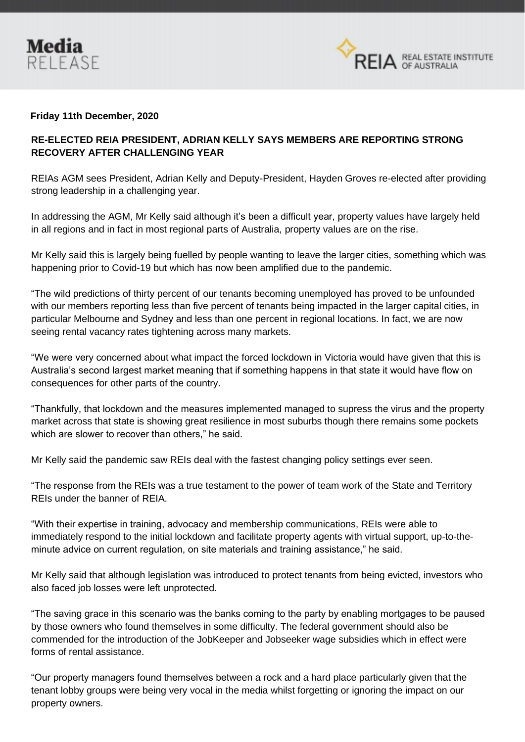**Media RELEASE**

**REIA** REAL ESTATE INSTITUTE OF AUSTRALIA

**Friday 11th December, 2020**

**RE-ELECTED REIA PRESIDENT, ADRIAN KELLY SAYS MEMBERS ARE REPORTING STRONG RECOVERY AFTER CHALLENGING YEAR**

REIAs AGM sees President, Adrian Kelly and Deputy-President, Hayden Groves re-elected after providing strong leadership in a challenging year.

In addressing the AGM, Mr Kelly said although it's been a difficult year, property values have largely held in all regions and in fact in most regional parts of Australia, property values are on the rise.

Mr Kelly said this is largely being fuelled by people wanting to leave the larger cities, something which was happening prior to Covid-19 but which has now been amplified due to the pandemic.

"The wild predictions of thirty percent of our tenants becoming unemployed has proved to be unfounded with our members reporting less than five percent of tenants being impacted in the larger capital cities, in particular Melbourne and Sydney and less than one percent in regional locations. In fact, we are now seeing rental vacancy rates tightening across many markets.

"We were very concerned about what impact the forced lockdown in Victoria would have given that this is Australia's second largest market meaning that if something happens in that state it would have flow on consequences for other parts of the country.

"Thankfully, that lockdown and the measures implemented managed to supress the virus and the property market across that state is showing great resilience in most suburbs though there remains some pockets which are slower to recover than others," he said.

Mr Kelly said the pandemic saw REIs deal with the fastest changing policy settings ever seen.

"The response from the REIs was a true testament to the power of team work of the State and Territory REIs under the banner of REIA.

"With their expertise in training, advocacy and membership communications, REIs were able to immediately respond to the initial lockdown and facilitate property agents with virtual support, up-to-the-minute advice on current regulation, on site materials and training assistance," he said.

Mr Kelly said that although legislation was introduced to protect tenants from being evicted, investors who also faced job losses were left unprotected.

"The saving grace in this scenario was the banks coming to the party by enabling mortgages to be paused by those owners who found themselves in some difficulty. The federal government should also be commended for the introduction of the JobKeeper and Jobseeker wage subsidies which in effect were forms of rental assistance.

"Our property managers found themselves between a rock and a hard place particularly given that the tenant lobby groups were being very vocal in the media whilst forgetting or ignoring the impact on our property owners.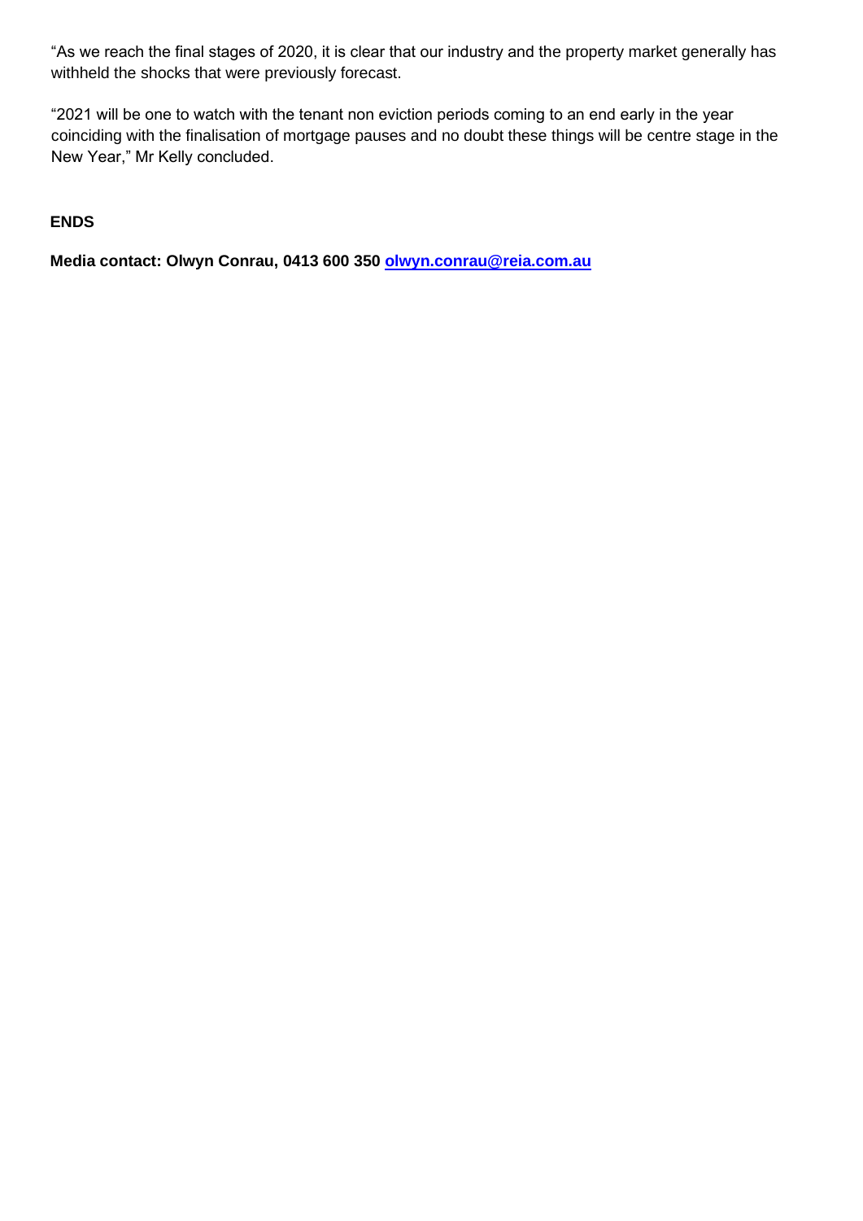"As we reach the final stages of 2020, it is clear that our industry and the property market generally has withheld the shocks that were previously forecast.

"2021 will be one to watch with the tenant non eviction periods coming to an end early in the year coinciding with the finalisation of mortgage pauses and no doubt these things will be centre stage in the New Year," Mr Kelly concluded.

**ENDS**

**Media contact: Olwyn Conrau, 0413 600 350 [olwyn.conrau@reia.com.au](mailto:olwyn.conrau@reia.com.au)**